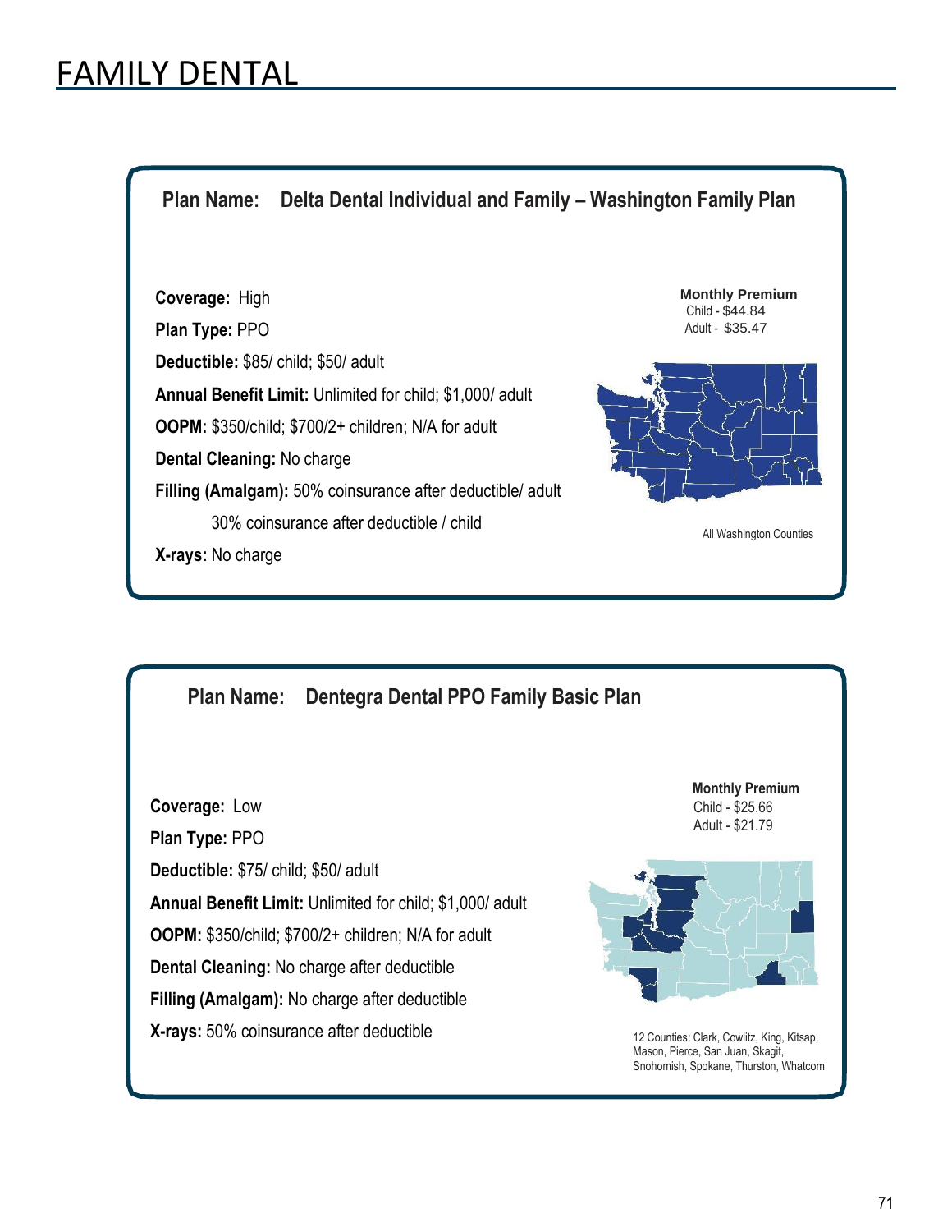# FAMILY DENTAL

## Plan Name: Delta Dental Individual and Family – Washington Family Plan

**Coverage:** High

**Plan Type:** PPO

**Deductible:** $85/ child; $50/ adult

**Annual Benefit Limit:** Unlimited for child; $1,000/ adult

**OOPM:** $350/child; $700/2+ children; N/A for adult

**Dental Cleaning:** No charge

**Filling (Amalgam):** 50% coinsurance after deductible/ adult

30% coinsurance after deductible / child

**X-rays:** No charge

**Monthly Premium**
Child - $44.84
Adult - $35.47

All Washington Counties

## Plan Name: Dentegra Dental PPO Family Basic Plan

**Coverage:** Low

**Plan Type:** PPO

**Deductible:** $75/ child; $50/ adult

**Annual Benefit Limit:** Unlimited for child; $1,000/ adult

**OOPM:** $350/child; $700/2+ children; N/A for adult

**Dental Cleaning:** No charge after deductible

**Filling (Amalgam):** No charge after deductible

**X-rays:** 50% coinsurance after deductible

**Monthly Premium**
Child - $25.66
Adult - $21.79

12 Counties: Clark, Cowlitz, King, Kitsap, Mason, Pierce, San Juan, Skagit, Snohomish, Spokane, Thurston, Whatcom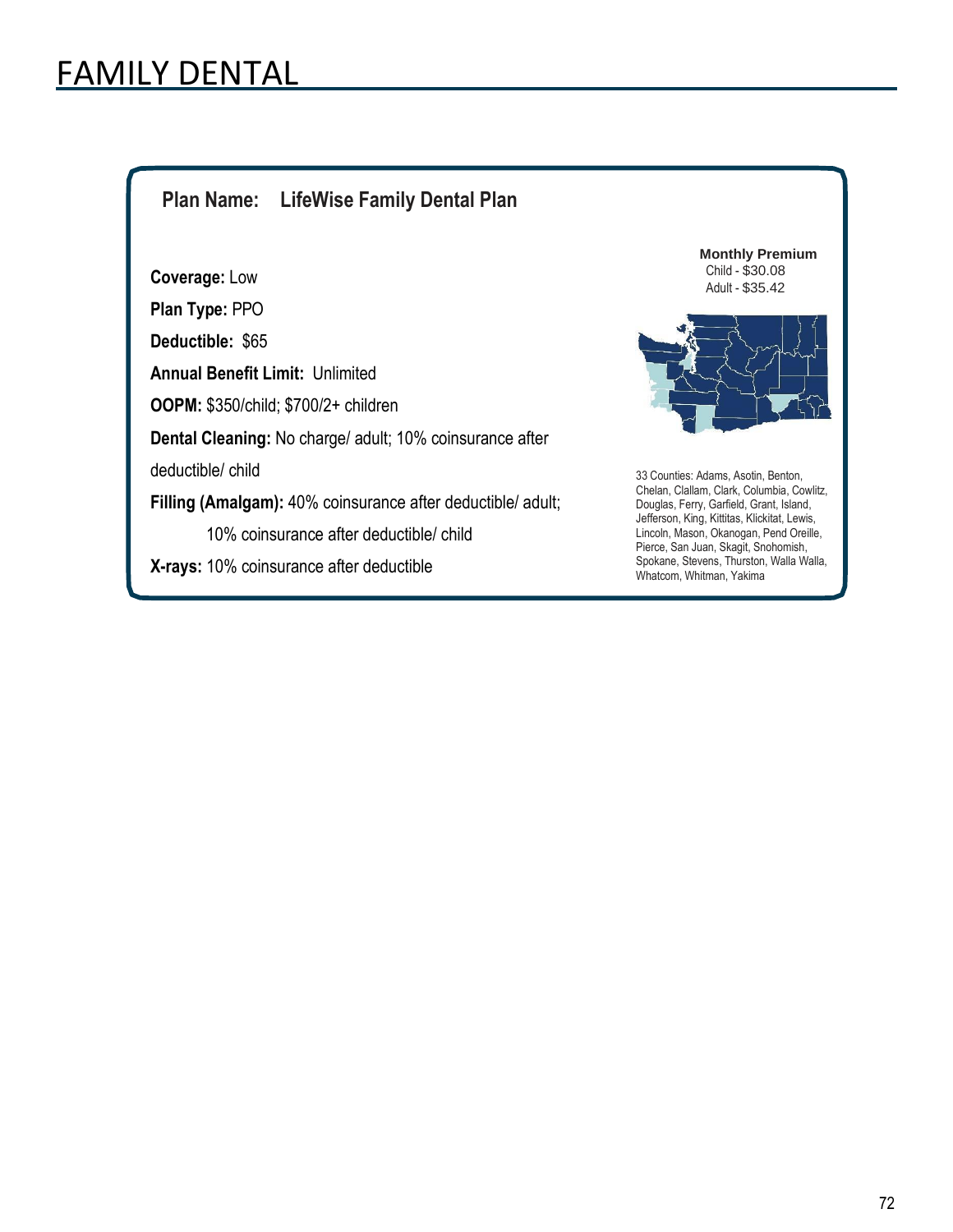# FAMILY DENTAL

**Plan Name: LifeWise Family Dental Plan**

**Coverage:** Low

**Plan Type:** PPO

**Deductible:** $65

**Annual Benefit Limit:** Unlimited

**OOPM:** $350/child; $700/2+ children

**Dental Cleaning:** No charge/ adult; 10% coinsurance after deductible/ child

**Filling (Amalgam):** 40% coinsurance after deductible/ adult; 10% coinsurance after deductible/ child

**X-rays:** 10% coinsurance after deductible

**Monthly Premium**
Child - $30.08
Adult - $35.42

33 Counties: Adams, Asotin, Benton, Chelan, Clallam, Clark, Columbia, Cowlitz, Douglas, Ferry, Garfield, Grant, Island, Jefferson, King, Kittitas, Klickitat, Lewis, Lincoln, Mason, Okanogan, Pend Oreille, Pierce, San Juan, Skagit, Snohomish, Spokane, Stevens, Thurston, Walla Walla, Whatcom, Whitman, Yakima